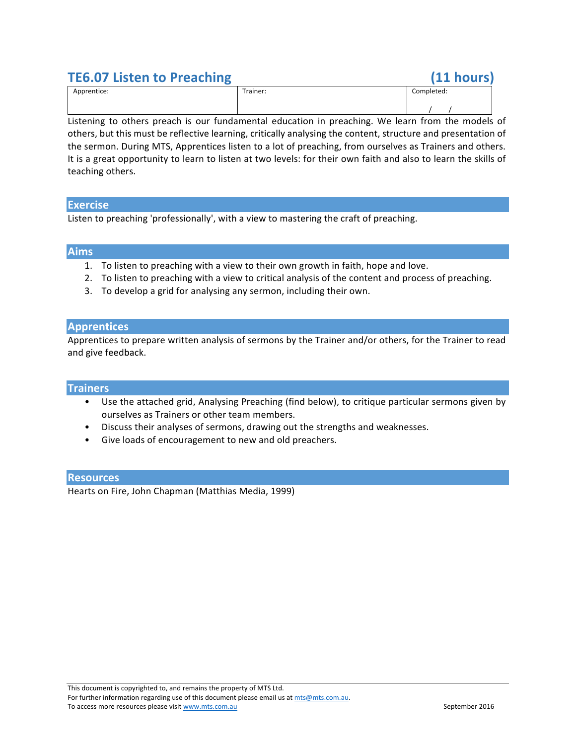# TE6.07 Listen to Preaching (11 hours)

| Apprentice: | Trainer: | Completed: |
| --- | --- | --- |
| | | / / |

Listening to others preach is our fundamental education in preaching. We learn from the models of others, but this must be reflective learning, critically analysing the content, structure and presentation of the sermon. During MTS, Apprentices listen to a lot of preaching, from ourselves as Trainers and others. It is a great opportunity to learn to listen at two levels: for their own faith and also to learn the skills of teaching others.

## Exercise

Listen to preaching 'professionally', with a view to mastering the craft of preaching.

## Aims

1. To listen to preaching with a view to their own growth in faith, hope and love.
2. To listen to preaching with a view to critical analysis of the content and process of preaching.
3. To develop a grid for analysing any sermon, including their own.

## Apprentices

Apprentices to prepare written analysis of sermons by the Trainer and/or others, for the Trainer to read and give feedback.

## Trainers

- Use the attached grid, Analysing Preaching (find below), to critique particular sermons given by ourselves as Trainers or other team members.
- Discuss their analyses of sermons, drawing out the strengths and weaknesses.
- Give loads of encouragement to new and old preachers.

## Resources

Hearts on Fire, John Chapman (Matthias Media, 1999)

This document is copyrighted to, and remains the property of MTS Ltd.
For further information regarding use of this document please email us at mts@mts.com.au.
To access more resources please visit www.mts.com.au

September 2016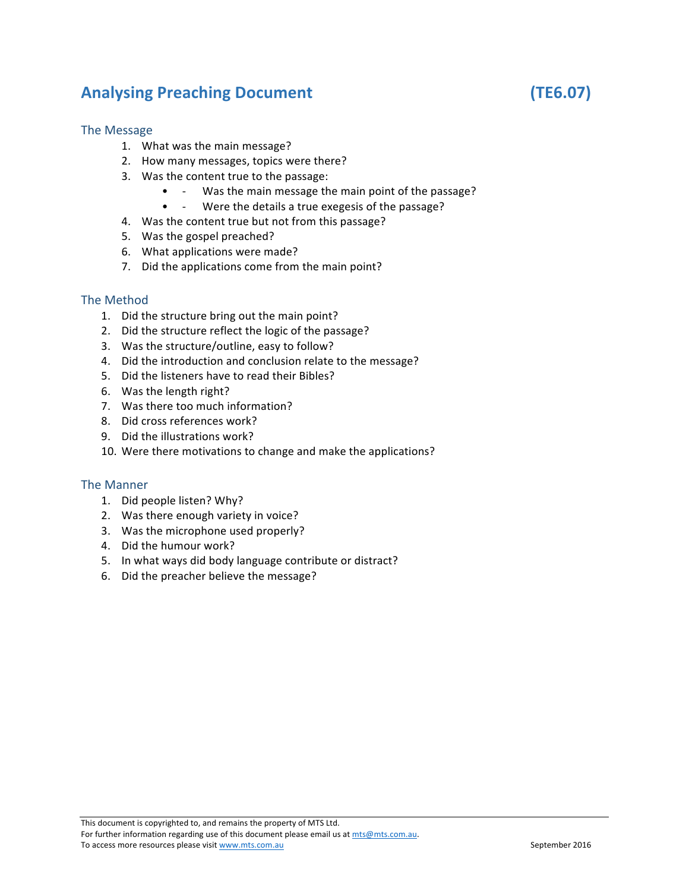# Analysing Preaching Document (TE6.07)

## The Message

1. What was the main message?
2. How many messages, topics were there?
3. Was the content true to the passage:
   - - Was the main message the main point of the passage?
   - - Were the details a true exegesis of the passage?
4. Was the content true but not from this passage?
5. Was the gospel preached?
6. What applications were made?
7. Did the applications come from the main point?

## The Method

1. Did the structure bring out the main point?
2. Did the structure reflect the logic of the passage?
3. Was the structure/outline, easy to follow?
4. Did the introduction and conclusion relate to the message?
5. Did the listeners have to read their Bibles?
6. Was the length right?
7. Was there too much information?
8. Did cross references work?
9. Did the illustrations work?
10. Were there motivations to change and make the applications?

## The Manner

1. Did people listen? Why?
2. Was there enough variety in voice?
3. Was the microphone used properly?
4. Did the humour work?
5. In what ways did body language contribute or distract?
6. Did the preacher believe the message?

This document is copyrighted to, and remains the property of MTS Ltd.
For further information regarding use of this document please email us at mts@mts.com.au.
To access more resources please visit www.mts.com.au

September 2016